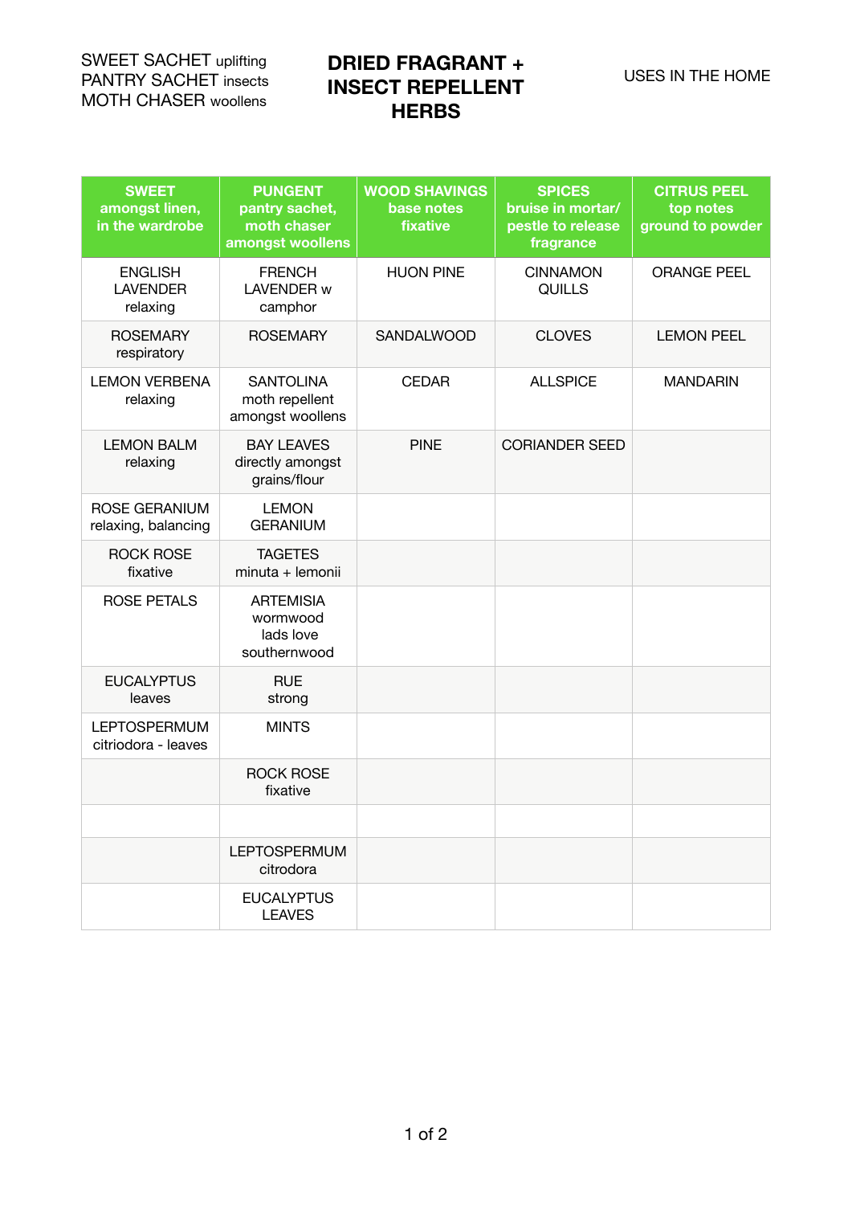SWEET SACHET uplifting
PANTRY SACHET insects
MOTH CHASER woollens

# DRIED FRAGRANT + INSECT REPELLENT HERBS

USES IN THE HOME

| **SWEET amongst linen, in the wardrobe** | **PUNGENT pantry sachet, moth chaser amongst woollens** | **WOOD SHAVINGS base notes fixative** | **SPICES bruise in mortar/ pestle to release fragrance** | **CITRUS PEEL top notes ground to powder** |
|---|---|---|---|---|
| ENGLISH LAVENDER relaxing | FRENCH LAVENDER w camphor | HUON PINE | CINNAMON QUILLS | ORANGE PEEL |
| ROSEMARY respiratory | ROSEMARY | SANDALWOOD | CLOVES | LEMON PEEL |
| LEMON VERBENA relaxing | SANTOLINA moth repellent amongst woollens | CEDAR | ALLSPICE | MANDARIN |
| LEMON BALM relaxing | BAY LEAVES directly amongst grains/flour | PINE | CORIANDER SEED | |
| ROSE GERANIUM relaxing, balancing | LEMON GERANIUM | | | |
| ROCK ROSE fixative | TAGETES minuta + lemonii | | | |
| ROSE PETALS | ARTEMISIA wormwood lads love southernwood | | | |
| EUCALYPTUS leaves | RUE strong | | | |
| LEPTOSPERMUM citriodora - leaves | MINTS | | | |
| | ROCK ROSE fixative | | | |
| | | | | |
| | LEPTOSPERMUM citrodora | | | |
| | EUCALYPTUS LEAVES | | | |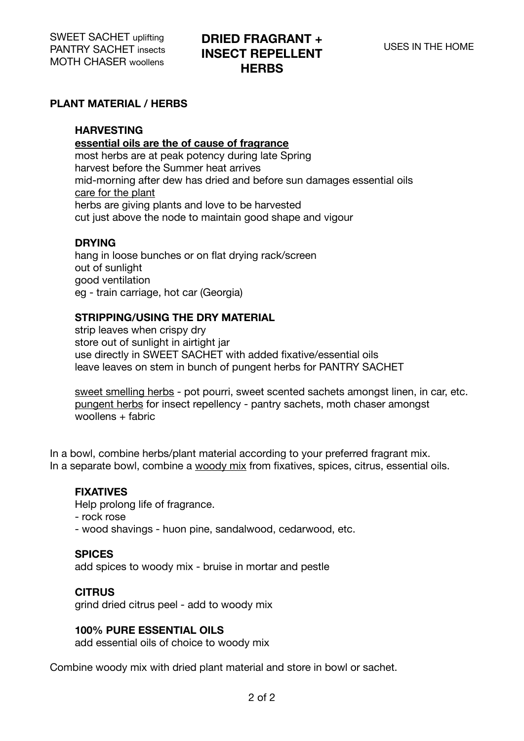SWEET SACHET uplifting
PANTRY SACHET insects
MOTH CHASER woollens

# DRIED FRAGRANT + INSECT REPELLENT HERBS

USES IN THE HOME

**PLANT MATERIAL / HERBS**

**HARVESTING**

**<u>essential oils are the of cause of fragrance</u>**

most herbs are at peak potency during late Spring
harvest before the Summer heat arrives
mid-morning after dew has dried and before sun damages essential oils

<u>care for the plant</u>

herbs are giving plants and love to be harvested
cut just above the node to maintain good shape and vigour

**DRYING**

hang in loose bunches or on flat drying rack/screen
out of sunlight
good ventilation
eg - train carriage, hot car (Georgia)

**STRIPPING/USING THE DRY MATERIAL**

strip leaves when crispy dry
store out of sunlight in airtight jar
use directly in SWEET SACHET with added fixative/essential oils
leave leaves on stem in bunch of pungent herbs for PANTRY SACHET

<u>sweet smelling herbs</u> - pot pourri, sweet scented sachets amongst linen, in car, etc.
<u>pungent herbs</u> for insect repellency - pantry sachets, moth chaser amongst woollens + fabric

In a bowl, combine herbs/plant material according to your preferred fragrant mix.
In a separate bowl, combine a <u>woody mix</u> from fixatives, spices, citrus, essential oils.

**FIXATIVES**

Help prolong life of fragrance.

- rock rose
- wood shavings - huon pine, sandalwood, cedarwood, etc.

**SPICES**

add spices to woody mix - bruise in mortar and pestle

**CITRUS**

grind dried citrus peel - add to woody mix

**100% PURE ESSENTIAL OILS**

add essential oils of choice to woody mix

Combine woody mix with dried plant material and store in bowl or sachet.